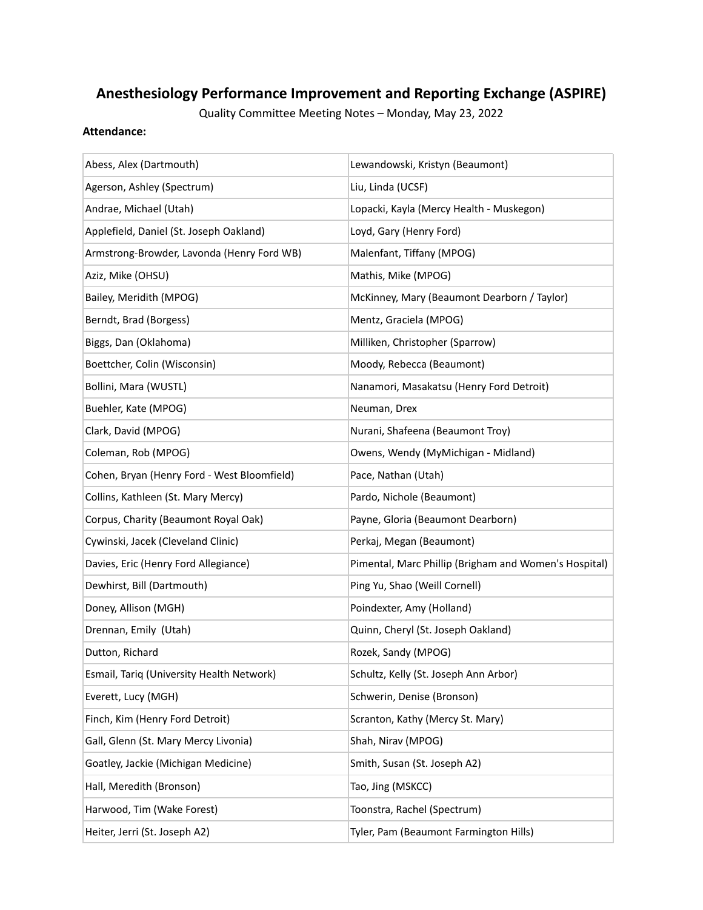# Anesthesiology Performance Improvement and Reporting Exchange (ASPIRE)

Quality Committee Meeting Notes – Monday, May 23, 2022

**Attendance:**

| | |
|---|---|
| Abess, Alex (Dartmouth) | Lewandowski, Kristyn (Beaumont) |
| Agerson, Ashley (Spectrum) | Liu, Linda (UCSF) |
| Andrae, Michael (Utah) | Lopacki, Kayla (Mercy Health - Muskegon) |
| Applefield, Daniel (St. Joseph Oakland) | Loyd, Gary (Henry Ford) |
| Armstrong-Browder, Lavonda (Henry Ford WB) | Malenfant, Tiffany (MPOG) |
| Aziz, Mike (OHSU) | Mathis, Mike (MPOG) |
| Bailey, Meridith (MPOG) | McKinney, Mary (Beaumont Dearborn / Taylor) |
| Berndt, Brad (Borgess) | Mentz, Graciela (MPOG) |
| Biggs, Dan (Oklahoma) | Milliken, Christopher (Sparrow) |
| Boettcher, Colin (Wisconsin) | Moody, Rebecca (Beaumont) |
| Bollini, Mara (WUSTL) | Nanamori, Masakatsu (Henry Ford Detroit) |
| Buehler, Kate (MPOG) | Neuman, Drex |
| Clark, David (MPOG) | Nurani, Shafeena (Beaumont Troy) |
| Coleman, Rob (MPOG) | Owens, Wendy (MyMichigan - Midland) |
| Cohen, Bryan (Henry Ford - West Bloomfield) | Pace, Nathan (Utah) |
| Collins, Kathleen (St. Mary Mercy) | Pardo, Nichole (Beaumont) |
| Corpus, Charity (Beaumont Royal Oak) | Payne, Gloria (Beaumont Dearborn) |
| Cywinski, Jacek (Cleveland Clinic) | Perkaj, Megan (Beaumont) |
| Davies, Eric (Henry Ford Allegiance) | Pimental, Marc Phillip (Brigham and Women's Hospital) |
| Dewhirst, Bill (Dartmouth) | Ping Yu, Shao (Weill Cornell) |
| Doney, Allison (MGH) | Poindexter, Amy (Holland) |
| Drennan, Emily (Utah) | Quinn, Cheryl (St. Joseph Oakland) |
| Dutton, Richard | Rozek, Sandy (MPOG) |
| Esmail, Tariq (University Health Network) | Schultz, Kelly (St. Joseph Ann Arbor) |
| Everett, Lucy (MGH) | Schwerin, Denise (Bronson) |
| Finch, Kim (Henry Ford Detroit) | Scranton, Kathy (Mercy St. Mary) |
| Gall, Glenn (St. Mary Mercy Livonia) | Shah, Nirav (MPOG) |
| Goatley, Jackie (Michigan Medicine) | Smith, Susan (St. Joseph A2) |
| Hall, Meredith (Bronson) | Tao, Jing (MSKCC) |
| Harwood, Tim (Wake Forest) | Toonstra, Rachel (Spectrum) |
| Heiter, Jerri (St. Joseph A2) | Tyler, Pam (Beaumont Farmington Hills) |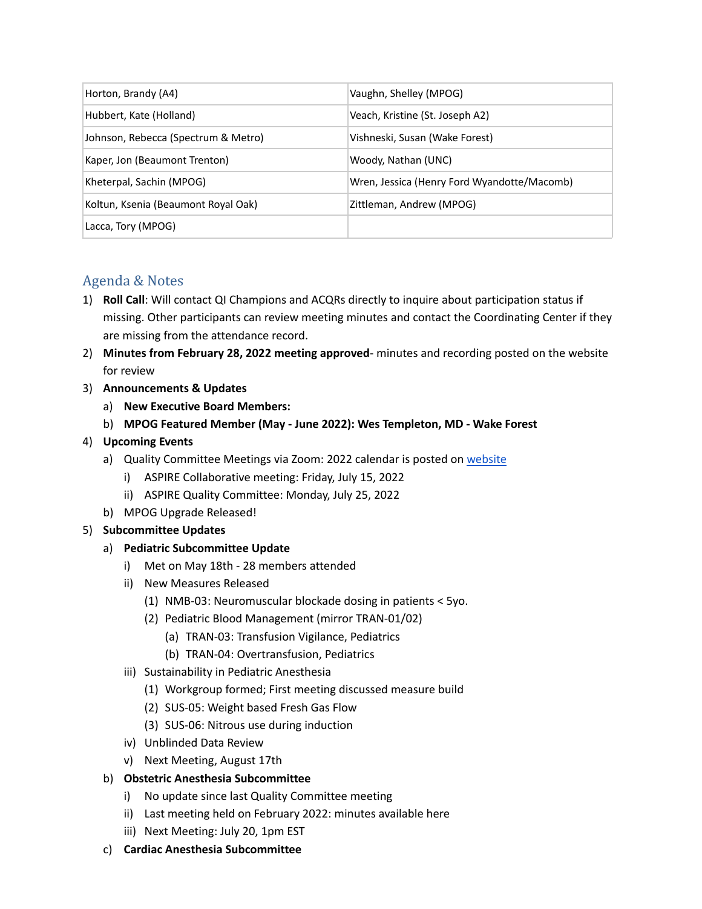| Horton, Brandy (A4) | Vaughn, Shelley (MPOG) |
|---|---|
| Hubbert, Kate (Holland) | Veach, Kristine (St. Joseph A2) |
| Johnson, Rebecca (Spectrum & Metro) | Vishneski, Susan (Wake Forest) |
| Kaper, Jon (Beaumont Trenton) | Woody, Nathan (UNC) |
| Kheterpal, Sachin (MPOG) | Wren, Jessica (Henry Ford Wyandotte/Macomb) |
| Koltun, Ksenia (Beaumont Royal Oak) | Zittleman, Andrew (MPOG) |
| Lacca, Tory (MPOG) | |

## Agenda & Notes

1) **Roll Call**: Will contact QI Champions and ACQRs directly to inquire about participation status if missing. Other participants can review meeting minutes and contact the Coordinating Center if they are missing from the attendance record.
2) **Minutes from February 28, 2022 meeting approved**- minutes and recording posted on the website for review
3) **Announcements & Updates**
   a) **New Executive Board Members:**
   b) **MPOG Featured Member (May - June 2022): Wes Templeton, MD - Wake Forest**
4) **Upcoming Events**
   a) Quality Committee Meetings via Zoom: 2022 calendar is posted on website
      i) ASPIRE Collaborative meeting: Friday, July 15, 2022
      ii) ASPIRE Quality Committee: Monday, July 25, 2022
   b) MPOG Upgrade Released!
5) **Subcommittee Updates**
   a) **Pediatric Subcommittee Update**
      i) Met on May 18th - 28 members attended
      ii) New Measures Released
         (1) NMB-03: Neuromuscular blockade dosing in patients < 5yo.
         (2) Pediatric Blood Management (mirror TRAN-01/02)
            (a) TRAN-03: Transfusion Vigilance, Pediatrics
            (b) TRAN-04: Overtransfusion, Pediatrics
      iii) Sustainability in Pediatric Anesthesia
         (1) Workgroup formed; First meeting discussed measure build
         (2) SUS-05: Weight based Fresh Gas Flow
         (3) SUS-06: Nitrous use during induction
      iv) Unblinded Data Review
      v) Next Meeting, August 17th
   b) **Obstetric Anesthesia Subcommittee**
      i) No update since last Quality Committee meeting
      ii) Last meeting held on February 2022: minutes available here
      iii) Next Meeting: July 20, 1pm EST
   c) **Cardiac Anesthesia Subcommittee**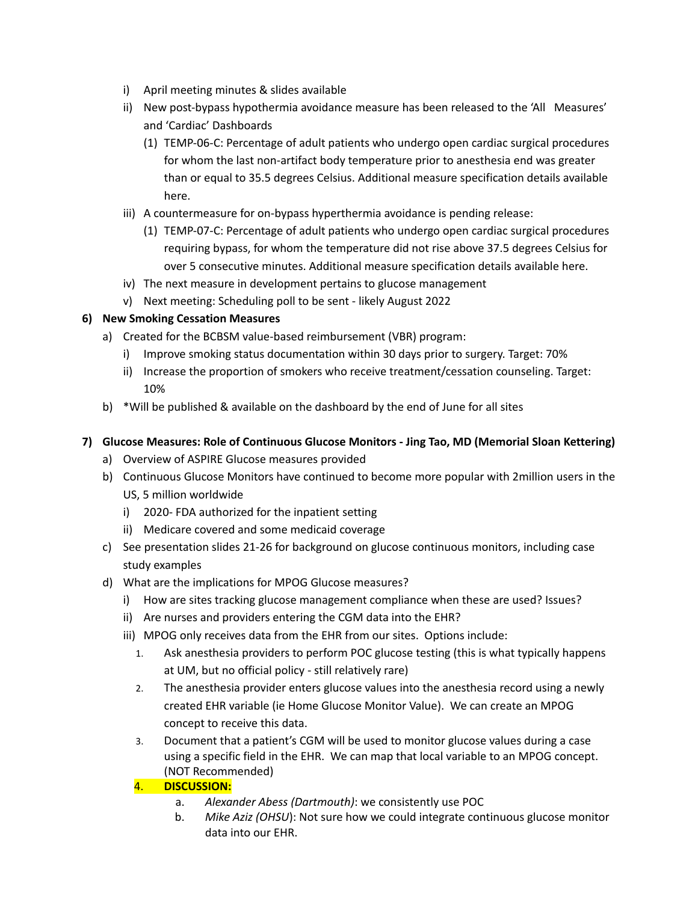i) April meeting minutes & slides available
ii) New post-bypass hypothermia avoidance measure has been released to the 'All Measures' and 'Cardiac' Dashboards
    (1) TEMP-06-C: Percentage of adult patients who undergo open cardiac surgical procedures for whom the last non-artifact body temperature prior to anesthesia end was greater than or equal to 35.5 degrees Celsius. Additional measure specification details available here.
iii) A countermeasure for on-bypass hyperthermia avoidance is pending release:
    (1) TEMP-07-C: Percentage of adult patients who undergo open cardiac surgical procedures requiring bypass, for whom the temperature did not rise above 37.5 degrees Celsius for over 5 consecutive minutes. Additional measure specification details available here.
iv) The next measure in development pertains to glucose management
v) Next meeting: Scheduling poll to be sent - likely August 2022

**6) New Smoking Cessation Measures**

a) Created for the BCBSM value-based reimbursement (VBR) program:
    i) Improve smoking status documentation within 30 days prior to surgery. Target: 70%
    ii) Increase the proportion of smokers who receive treatment/cessation counseling. Target: 10%
b) *Will be published & available on the dashboard by the end of June for all sites

**7) Glucose Measures: Role of Continuous Glucose Monitors - Jing Tao, MD (Memorial Sloan Kettering)**

a) Overview of ASPIRE Glucose measures provided
b) Continuous Glucose Monitors have continued to become more popular with 2million users in the US, 5 million worldwide
    i) 2020- FDA authorized for the inpatient setting
    ii) Medicare covered and some medicaid coverage
c) See presentation slides 21-26 for background on glucose continuous monitors, including case study examples
d) What are the implications for MPOG Glucose measures?
    i) How are sites tracking glucose management compliance when these are used? Issues?
    ii) Are nurses and providers entering the CGM data into the EHR?
    iii) MPOG only receives data from the EHR from our sites. Options include:
        1. Ask anesthesia providers to perform POC glucose testing (this is what typically happens at UM, but no official policy - still relatively rare)
        2. The anesthesia provider enters glucose values into the anesthesia record using a newly created EHR variable (ie Home Glucose Monitor Value). We can create an MPOG concept to receive this data.
        3. Document that a patient's CGM will be used to monitor glucose values during a case using a specific field in the EHR. We can map that local variable to an MPOG concept. (NOT Recommended)
        4. **DISCUSSION:**
            a. *Alexander Abess (Dartmouth)*: we consistently use POC
            b. *Mike Aziz (OHSU)*: Not sure how we could integrate continuous glucose monitor data into our EHR.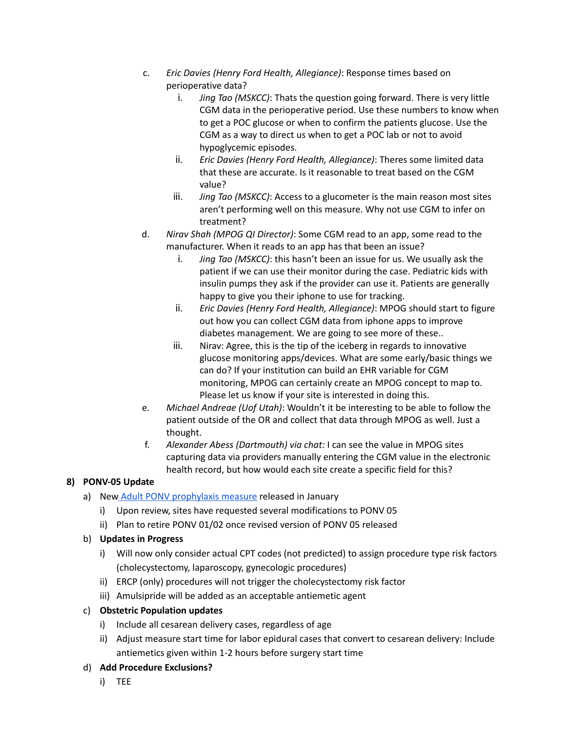c. *Eric Davies (Henry Ford Health, Allegiance)*: Response times based on perioperative data?
   i. *Jing Tao (MSKCC)*: Thats the question going forward. There is very little CGM data in the perioperative period. Use these numbers to know when to get a POC glucose or when to confirm the patients glucose. Use the CGM as a way to direct us when to get a POC lab or not to avoid hypoglycemic episodes.
   ii. *Eric Davies (Henry Ford Health, Allegiance)*: Theres some limited data that these are accurate. Is it reasonable to treat based on the CGM value?
   iii. *Jing Tao (MSKCC)*: Access to a glucometer is the main reason most sites aren't performing well on this measure. Why not use CGM to infer on treatment?

d. *Nirav Shah (MPOG QI Director)*: Some CGM read to an app, some read to the manufacturer. When it reads to an app has that been an issue?
   i. *Jing Tao (MSKCC)*: this hasn't been an issue for us. We usually ask the patient if we can use their monitor during the case. Pediatric kids with insulin pumps they ask if the provider can use it. Patients are generally happy to give you their iphone to use for tracking.
   ii. *Eric Davies (Henry Ford Health, Allegiance)*: MPOG should start to figure out how you can collect CGM data from iphone apps to improve diabetes management. We are going to see more of these..
   iii. Nirav: Agree, this is the tip of the iceberg in regards to innovative glucose monitoring apps/devices. What are some early/basic things we can do? If your institution can build an EHR variable for CGM monitoring, MPOG can certainly create an MPOG concept to map to. Please let us know if your site is interested in doing this.

e. *Michael Andreae (Uof Utah)*: Wouldn't it be interesting to be able to follow the patient outside of the OR and collect that data through MPOG as well. Just a thought.

f. *Alexander Abess (Dartmouth) via chat:* I can see the value in MPOG sites capturing data via providers manually entering the CGM value in the electronic health record, but how would each site create a specific field for this?

**8) PONV-05 Update**

a) New [Adult PONV prophylaxis measure] released in January
   i) Upon review, sites have requested several modifications to PONV 05
   ii) Plan to retire PONV 01/02 once revised version of PONV 05 released

b) **Updates in Progress**
   i) Will now only consider actual CPT codes (not predicted) to assign procedure type risk factors (cholecystectomy, laparoscopy, gynecologic procedures)
   ii) ERCP (only) procedures will not trigger the cholecystectomy risk factor
   iii) Amulsipride will be added as an acceptable antiemetic agent

c) **Obstetric Population updates**
   i) Include all cesarean delivery cases, regardless of age
   ii) Adjust measure start time for labor epidural cases that convert to cesarean delivery: Include antiemetics given within 1-2 hours before surgery start time

d) **Add Procedure Exclusions?**
   i) TEE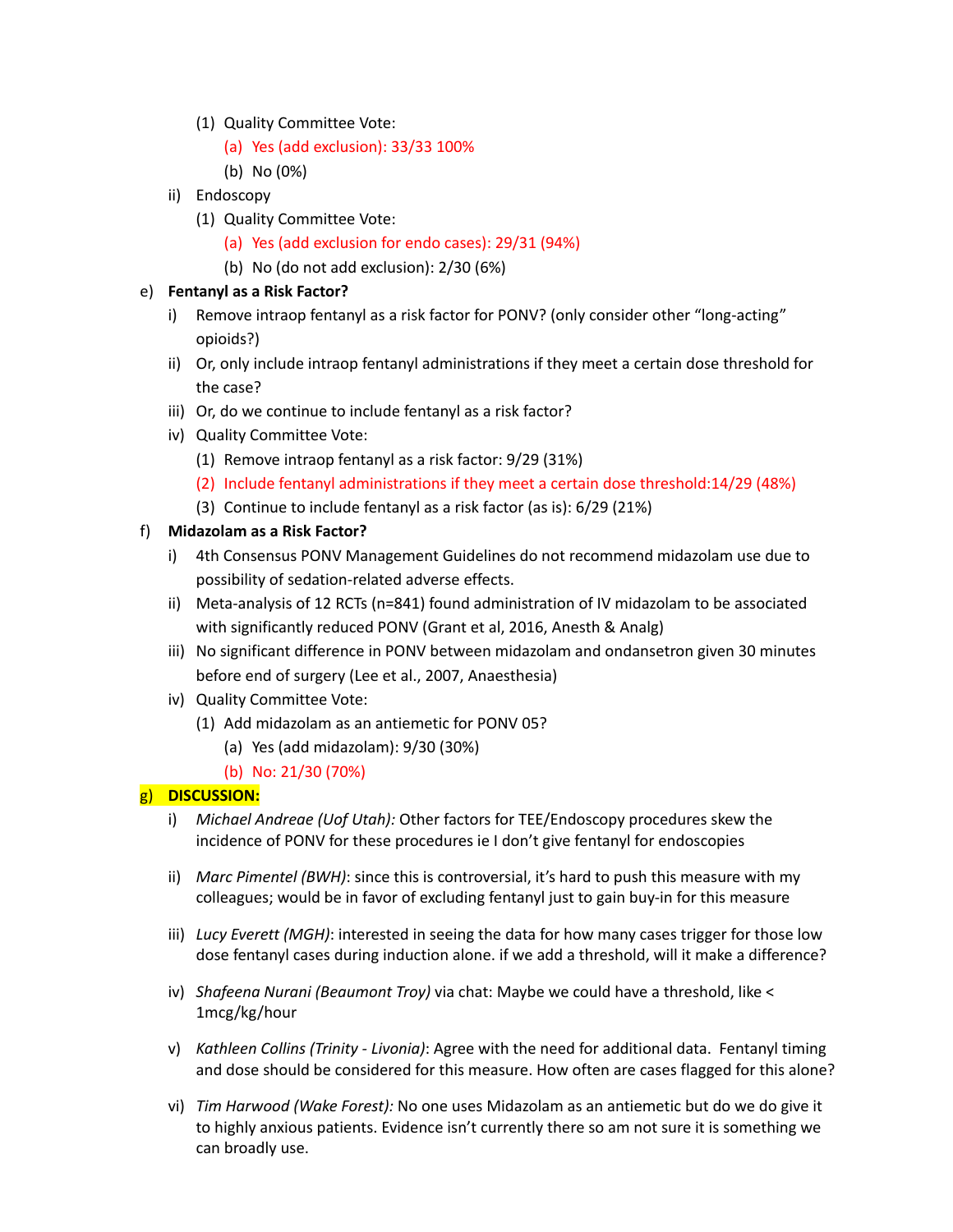- (1) Quality Committee Vote:
     - (a) Yes (add exclusion): 33/33 100%
     - (b) No (0%)
 - ii) Endoscopy
   - (1) Quality Committee Vote:
     - (a) Yes (add exclusion for endo cases): 29/31 (94%)
     - (b) No (do not add exclusion): 2/30 (6%)

e) **Fentanyl as a Risk Factor?**
   - i) Remove intraop fentanyl as a risk factor for PONV? (only consider other "long-acting" opioids?)
   - ii) Or, only include intraop fentanyl administrations if they meet a certain dose threshold for the case?
   - iii) Or, do we continue to include fentanyl as a risk factor?
   - iv) Quality Committee Vote:
     - (1) Remove intraop fentanyl as a risk factor: 9/29 (31%)
     - (2) Include fentanyl administrations if they meet a certain dose threshold:14/29 (48%)
     - (3) Continue to include fentanyl as a risk factor (as is): 6/29 (21%)

f) **Midazolam as a Risk Factor?**
   - i) 4th Consensus PONV Management Guidelines do not recommend midazolam use due to possibility of sedation-related adverse effects.
   - ii) Meta-analysis of 12 RCTs (n=841) found administration of IV midazolam to be associated with significantly reduced PONV (Grant et al, 2016, Anesth & Analg)
   - iii) No significant difference in PONV between midazolam and ondansetron given 30 minutes before end of surgery (Lee et al., 2007, Anaesthesia)
   - iv) Quality Committee Vote:
     - (1) Add midazolam as an antiemetic for PONV 05?
       - (a) Yes (add midazolam): 9/30 (30%)
       - (b) No: 21/30 (70%)

g) **DISCUSSION:**
   - i) *Michael Andreae (Uof Utah):* Other factors for TEE/Endoscopy procedures skew the incidence of PONV for these procedures ie I don't give fentanyl for endoscopies
   - ii) *Marc Pimentel (BWH)*: since this is controversial, it's hard to push this measure with my colleagues; would be in favor of excluding fentanyl just to gain buy-in for this measure
   - iii) *Lucy Everett (MGH)*: interested in seeing the data for how many cases trigger for those low dose fentanyl cases during induction alone. if we add a threshold, will it make a difference?
   - iv) *Shafeena Nurani (Beaumont Troy)* via chat: Maybe we could have a threshold, like < 1mcg/kg/hour
   - v) *Kathleen Collins (Trinity - Livonia)*: Agree with the need for additional data. Fentanyl timing and dose should be considered for this measure. How often are cases flagged for this alone?
   - vi) *Tim Harwood (Wake Forest):* No one uses Midazolam as an antiemetic but do we do give it to highly anxious patients. Evidence isn't currently there so am not sure it is something we can broadly use.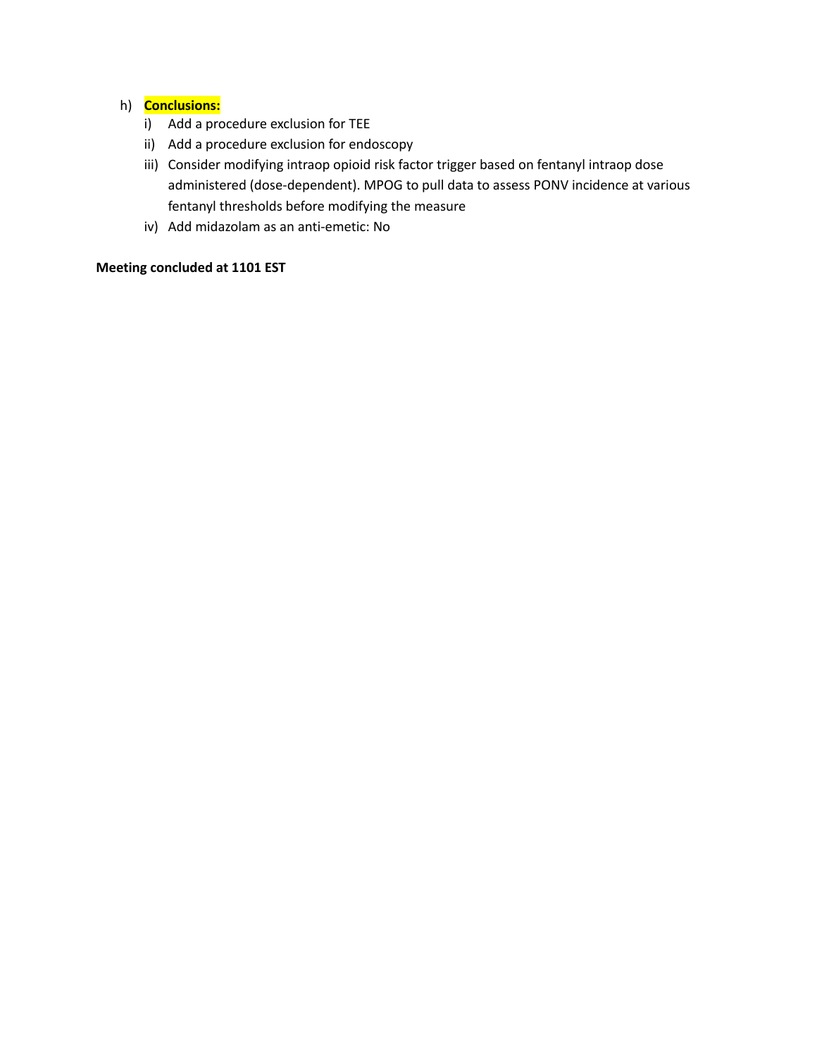h) **Conclusions:**

   i) Add a procedure exclusion for TEE

   ii) Add a procedure exclusion for endoscopy

   iii) Consider modifying intraop opioid risk factor trigger based on fentanyl intraop dose administered (dose-dependent). MPOG to pull data to assess PONV incidence at various fentanyl thresholds before modifying the measure

   iv) Add midazolam as an anti-emetic: No

**Meeting concluded at 1101 EST**